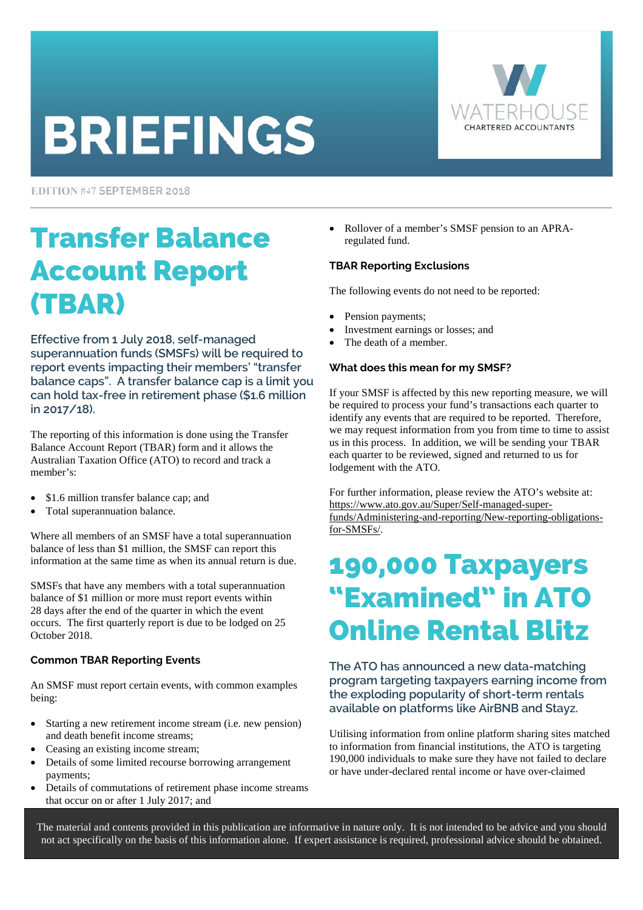# BRIEFINGS

WATERHOUSE CHARTERED ACCOUNTANTS

EDITION #47 SEPTEMBER 2018

## Transfer Balance Account Report (TBAR)

**Effective from 1 July 2018, self-managed superannuation funds (SMSFs) will be required to report events impacting their members' "transfer balance caps". A transfer balance cap is a limit you can hold tax-free in retirement phase ($1.6 million in 2017/18).**

The reporting of this information is done using the Transfer Balance Account Report (TBAR) form and it allows the Australian Taxation Office (ATO) to record and track a member's:

- $1.6 million transfer balance cap; and
- Total superannuation balance.

Where all members of an SMSF have a total superannuation balance of less than $1 million, the SMSF can report this information at the same time as when its annual return is due.

SMSFs that have any members with a total superannuation balance of $1 million or more must report events within 28 days after the end of the quarter in which the event occurs. The first quarterly report is due to be lodged on 25 October 2018.

### Common TBAR Reporting Events

An SMSF must report certain events, with common examples being:

- Starting a new retirement income stream (i.e. new pension) and death benefit income streams;
- Ceasing an existing income stream;
- Details of some limited recourse borrowing arrangement payments;
- Details of commutations of retirement phase income streams that occur on or after 1 July 2017; and
- Rollover of a member's SMSF pension to an APRA-regulated fund.

### TBAR Reporting Exclusions

The following events do not need to be reported:

- Pension payments;
- Investment earnings or losses; and
- The death of a member.

### What does this mean for my SMSF?

If your SMSF is affected by this new reporting measure, we will be required to process your fund's transactions each quarter to identify any events that are required to be reported. Therefore, we may request information from you from time to time to assist us in this process. In addition, we will be sending your TBAR each quarter to be reviewed, signed and returned to us for lodgement with the ATO.

For further information, please review the ATO's website at: https://www.ato.gov.au/Super/Self-managed-super-funds/Administering-and-reporting/New-reporting-obligations-for-SMSFs/.

## 190,000 Taxpayers "Examined" in ATO Online Rental Blitz

**The ATO has announced a new data-matching program targeting taxpayers earning income from the exploding popularity of short-term rentals available on platforms like AirBNB and Stayz.**

Utilising information from online platform sharing sites matched to information from financial institutions, the ATO is targeting 190,000 individuals to make sure they have not failed to declare or have under-declared rental income or have over-claimed

The material and contents provided in this publication are informative in nature only. It is not intended to be advice and you should not act specifically on the basis of this information alone. If expert assistance is required, professional advice should be obtained.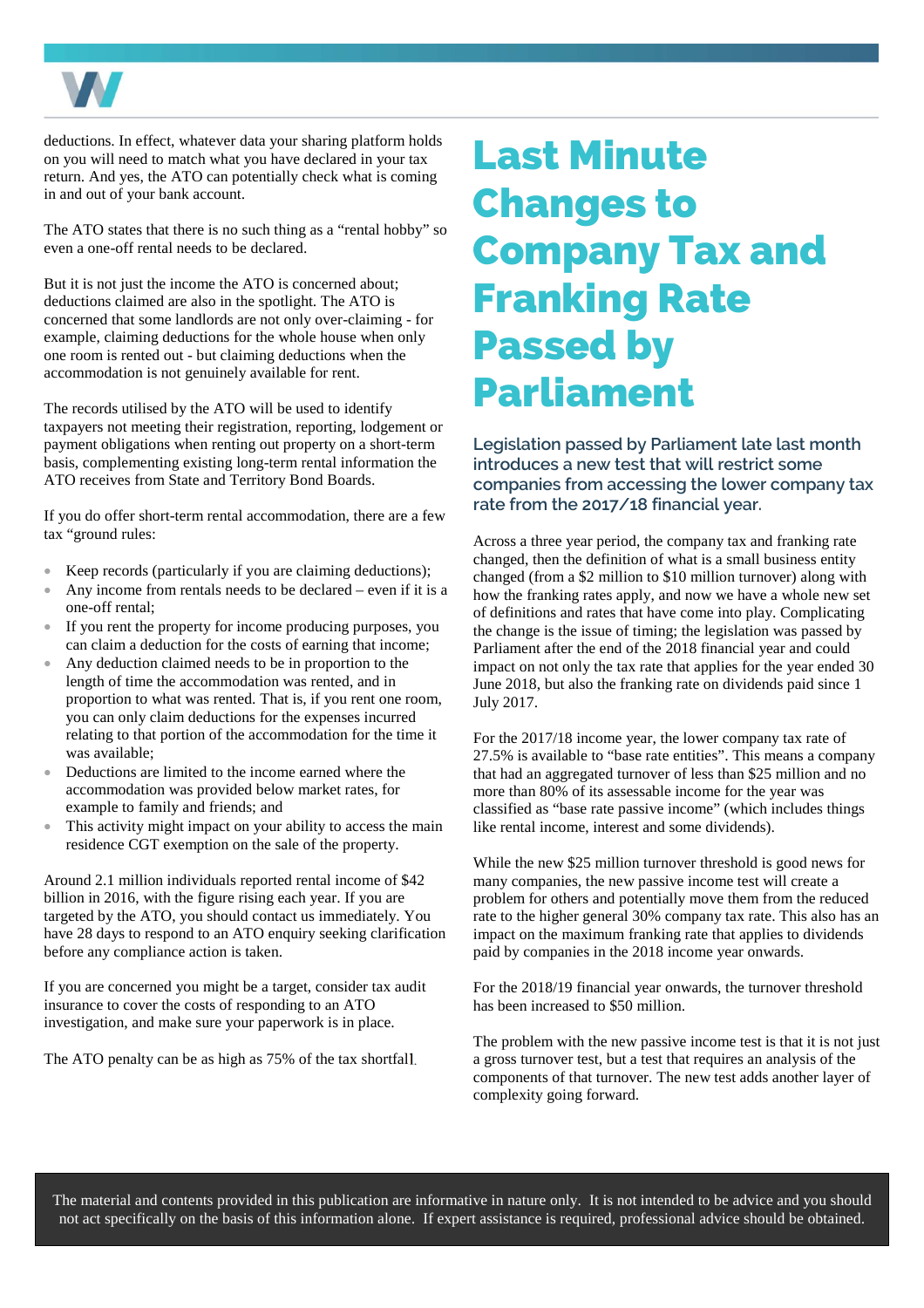deductions. In effect, whatever data your sharing platform holds on you will need to match what you have declared in your tax return. And yes, the ATO can potentially check what is coming in and out of your bank account.

The ATO states that there is no such thing as a "rental hobby" so even a one-off rental needs to be declared.

But it is not just the income the ATO is concerned about; deductions claimed are also in the spotlight. The ATO is concerned that some landlords are not only over-claiming - for example, claiming deductions for the whole house when only one room is rented out - but claiming deductions when the accommodation is not genuinely available for rent.

The records utilised by the ATO will be used to identify taxpayers not meeting their registration, reporting, lodgement or payment obligations when renting out property on a short-term basis, complementing existing long-term rental information the ATO receives from State and Territory Bond Boards.

If you do offer short-term rental accommodation, there are a few tax "ground rules:

- Keep records (particularly if you are claiming deductions);
- Any income from rentals needs to be declared – even if it is a one-off rental;
- If you rent the property for income producing purposes, you can claim a deduction for the costs of earning that income;
- Any deduction claimed needs to be in proportion to the length of time the accommodation was rented, and in proportion to what was rented. That is, if you rent one room, you can only claim deductions for the expenses incurred relating to that portion of the accommodation for the time it was available;
- Deductions are limited to the income earned where the accommodation was provided below market rates, for example to family and friends; and
- This activity might impact on your ability to access the main residence CGT exemption on the sale of the property.

Around 2.1 million individuals reported rental income of $42 billion in 2016, with the figure rising each year. If you are targeted by the ATO, you should contact us immediately. You have 28 days to respond to an ATO enquiry seeking clarification before any compliance action is taken.

If you are concerned you might be a target, consider tax audit insurance to cover the costs of responding to an ATO investigation, and make sure your paperwork is in place.

The ATO penalty can be as high as 75% of the tax shortfall.

# Last Minute Changes to Company Tax and Franking Rate Passed by Parliament

**Legislation passed by Parliament late last month introduces a new test that will restrict some companies from accessing the lower company tax rate from the 2017/18 financial year.**

Across a three year period, the company tax and franking rate changed, then the definition of what is a small business entity changed (from a $2 million to $10 million turnover) along with how the franking rates apply, and now we have a whole new set of definitions and rates that have come into play. Complicating the change is the issue of timing; the legislation was passed by Parliament after the end of the 2018 financial year and could impact on not only the tax rate that applies for the year ended 30 June 2018, but also the franking rate on dividends paid since 1 July 2017.

For the 2017/18 income year, the lower company tax rate of 27.5% is available to "base rate entities". This means a company that had an aggregated turnover of less than $25 million and no more than 80% of its assessable income for the year was classified as "base rate passive income" (which includes things like rental income, interest and some dividends).

While the new $25 million turnover threshold is good news for many companies, the new passive income test will create a problem for others and potentially move them from the reduced rate to the higher general 30% company tax rate. This also has an impact on the maximum franking rate that applies to dividends paid by companies in the 2018 income year onwards.

For the 2018/19 financial year onwards, the turnover threshold has been increased to $50 million.

The problem with the new passive income test is that it is not just a gross turnover test, but a test that requires an analysis of the components of that turnover. The new test adds another layer of complexity going forward.

The material and contents provided in this publication are informative in nature only. It is not intended to be advice and you should not act specifically on the basis of this information alone. If expert assistance is required, professional advice should be obtained.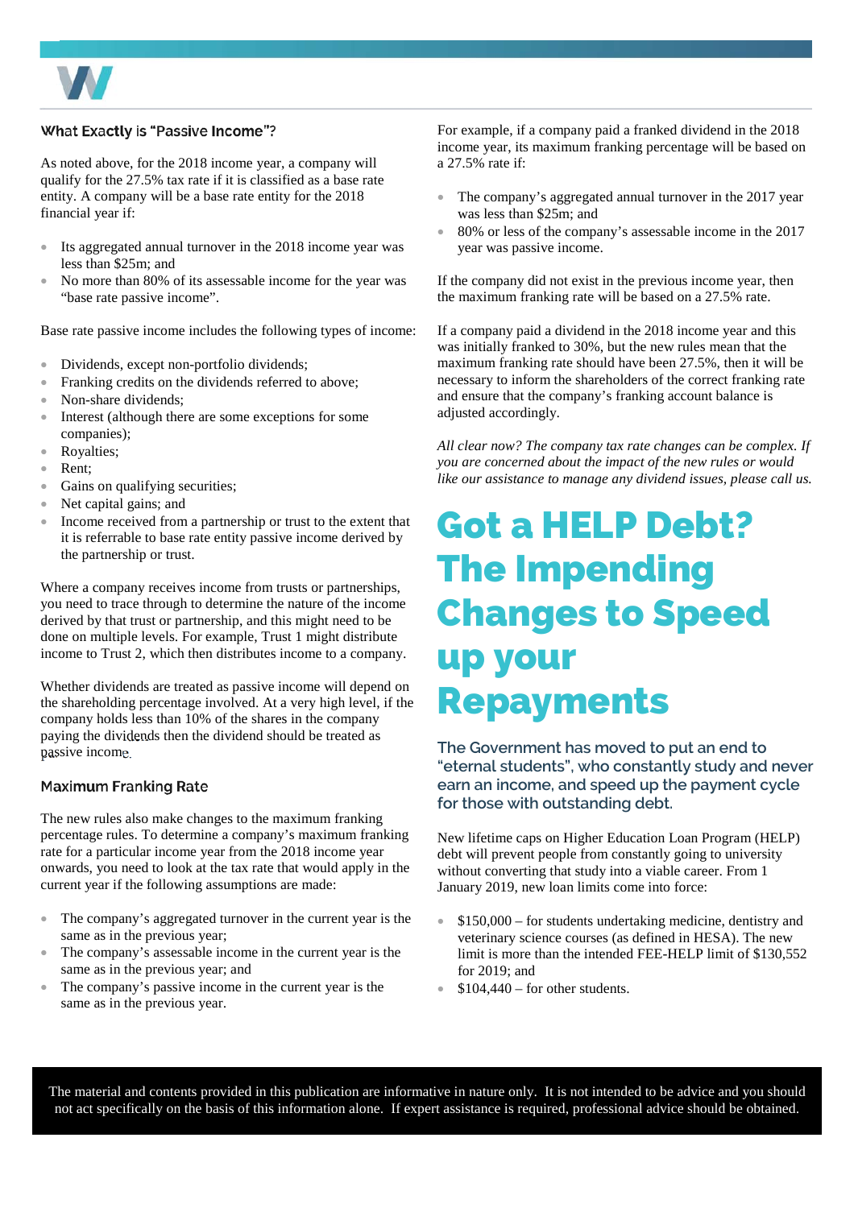### What Exactly is "Passive Income"?

As noted above, for the 2018 income year, a company will qualify for the 27.5% tax rate if it is classified as a base rate entity. A company will be a base rate entity for the 2018 financial year if:

- Its aggregated annual turnover in the 2018 income year was less than $25m; and
- No more than 80% of its assessable income for the year was "base rate passive income".

Base rate passive income includes the following types of income:

- Dividends, except non-portfolio dividends;
- Franking credits on the dividends referred to above;
- Non-share dividends;
- Interest (although there are some exceptions for some companies);
- Royalties;
- Rent;
- Gains on qualifying securities;
- Net capital gains; and
- Income received from a partnership or trust to the extent that it is referrable to base rate entity passive income derived by the partnership or trust.

Where a company receives income from trusts or partnerships, you need to trace through to determine the nature of the income derived by that trust or partnership, and this might need to be done on multiple levels. For example, Trust 1 might distribute income to Trust 2, which then distributes income to a company.

Whether dividends are treated as passive income will depend on the shareholding percentage involved. At a very high level, if the company holds less than 10% of the shares in the company paying the dividends then the dividend should be treated as passive income.

### Maximum Franking Rate

The new rules also make changes to the maximum franking percentage rules. To determine a company's maximum franking rate for a particular income year from the 2018 income year onwards, you need to look at the tax rate that would apply in the current year if the following assumptions are made:

- The company's aggregated turnover in the current year is the same as in the previous year;
- The company's assessable income in the current year is the same as in the previous year; and
- The company's passive income in the current year is the same as in the previous year.

For example, if a company paid a franked dividend in the 2018 income year, its maximum franking percentage will be based on a 27.5% rate if:

- The company's aggregated annual turnover in the 2017 year was less than $25m; and
- 80% or less of the company's assessable income in the 2017 year was passive income.

If the company did not exist in the previous income year, then the maximum franking rate will be based on a 27.5% rate.

If a company paid a dividend in the 2018 income year and this was initially franked to 30%, but the new rules mean that the maximum franking rate should have been 27.5%, then it will be necessary to inform the shareholders of the correct franking rate and ensure that the company's franking account balance is adjusted accordingly.

*All clear now? The company tax rate changes can be complex. If you are concerned about the impact of the new rules or would like our assistance to manage any dividend issues, please call us.*

# Got a HELP Debt? The Impending Changes to Speed up your Repayments

**The Government has moved to put an end to "eternal students", who constantly study and never earn an income, and speed up the payment cycle for those with outstanding debt.**

New lifetime caps on Higher Education Loan Program (HELP) debt will prevent people from constantly going to university without converting that study into a viable career. From 1 January 2019, new loan limits come into force:

- $150,000 – for students undertaking medicine, dentistry and veterinary science courses (as defined in HESA). The new limit is more than the intended FEE-HELP limit of $130,552 for 2019; and
- $104,440 – for other students.

The material and contents provided in this publication are informative in nature only. It is not intended to be advice and you should not act specifically on the basis of this information alone. If expert assistance is required, professional advice should be obtained.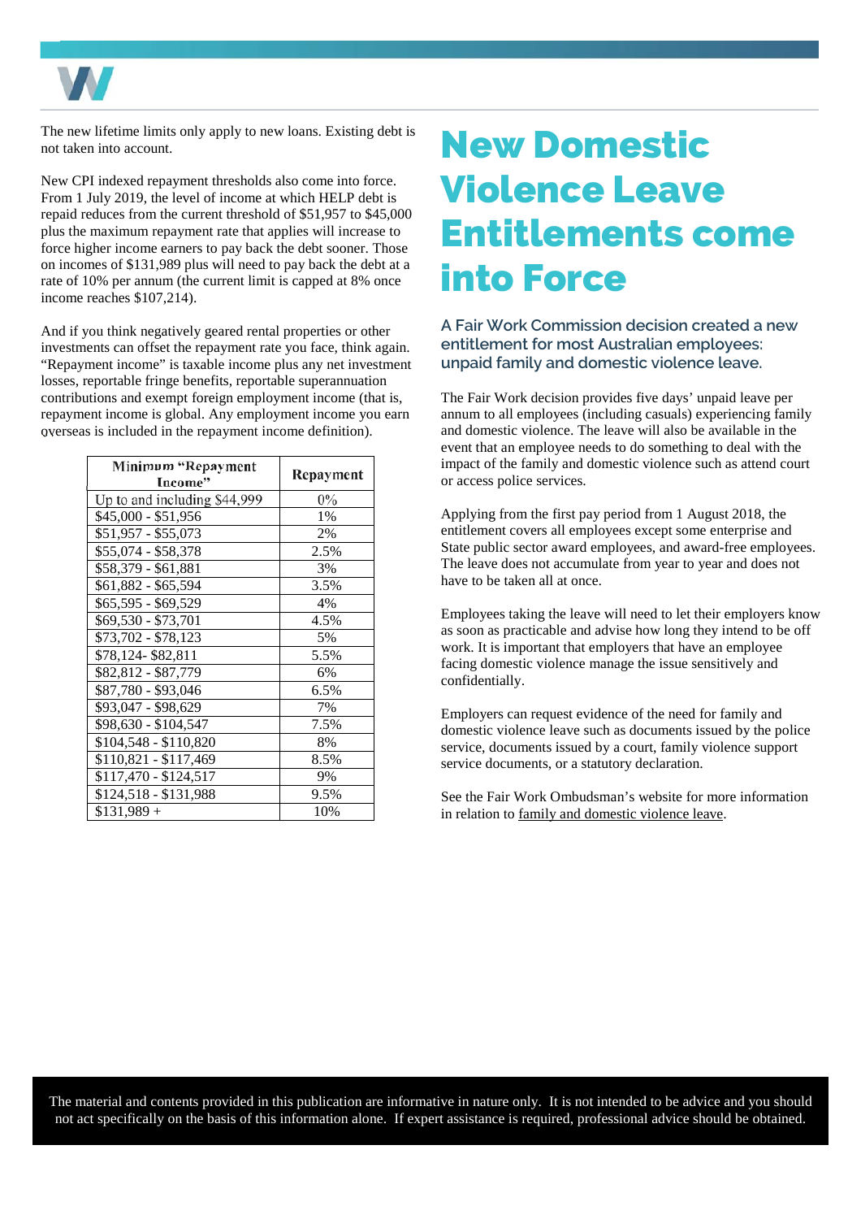The new lifetime limits only apply to new loans. Existing debt is not taken into account.

New CPI indexed repayment thresholds also come into force. From 1 July 2019, the level of income at which HELP debt is repaid reduces from the current threshold of $51,957 to $45,000 plus the maximum repayment rate that applies will increase to force higher income earners to pay back the debt sooner. Those on incomes of $131,989 plus will need to pay back the debt at a rate of 10% per annum (the current limit is capped at 8% once income reaches $107,214).

And if you think negatively geared rental properties or other investments can offset the repayment rate you face, think again. "Repayment income" is taxable income plus any net investment losses, reportable fringe benefits, reportable superannuation contributions and exempt foreign employment income (that is, repayment income is global. Any employment income you earn overseas is included in the repayment income definition).

| Minimum "Repayment Income" | Repayment |
|---|---|
| Up to and including $44,999 | 0% |
| $45,000 - $51,956 | 1% |
| $51,957 - $55,073 | 2% |
| $55,074 - $58,378 | 2.5% |
| $58,379 - $61,881 | 3% |
| $61,882 - $65,594 | 3.5% |
| $65,595 - $69,529 | 4% |
| $69,530 - $73,701 | 4.5% |
| $73,702 - $78,123 | 5% |
| $78,124- $82,811 | 5.5% |
| $82,812 - $87,779 | 6% |
| $87,780 - $93,046 | 6.5% |
| $93,047 - $98,629 | 7% |
| $98,630 - $104,547 | 7.5% |
| $104,548 - $110,820 | 8% |
| $110,821 - $117,469 | 8.5% |
| $117,470 - $124,517 | 9% |
| $124,518 - $131,988 | 9.5% |
| $131,989 + | 10% |

# New Domestic Violence Leave Entitlements come into Force

### A Fair Work Commission decision created a new entitlement for most Australian employees: unpaid family and domestic violence leave.

The Fair Work decision provides five days' unpaid leave per annum to all employees (including casuals) experiencing family and domestic violence. The leave will also be available in the event that an employee needs to do something to deal with the impact of the family and domestic violence such as attend court or access police services.

Applying from the first pay period from 1 August 2018, the entitlement covers all employees except some enterprise and State public sector award employees, and award-free employees. The leave does not accumulate from year to year and does not have to be taken all at once.

Employees taking the leave will need to let their employers know as soon as practicable and advise how long they intend to be off work. It is important that employers that have an employee facing domestic violence manage the issue sensitively and confidentially.

Employers can request evidence of the need for family and domestic violence leave such as documents issued by the police service, documents issued by a court, family violence support service documents, or a statutory declaration.

See the Fair Work Ombudsman's website for more information in relation to family and domestic violence leave.

The material and contents provided in this publication are informative in nature only. It is not intended to be advice and you should not act specifically on the basis of this information alone. If expert assistance is required, professional advice should be obtained.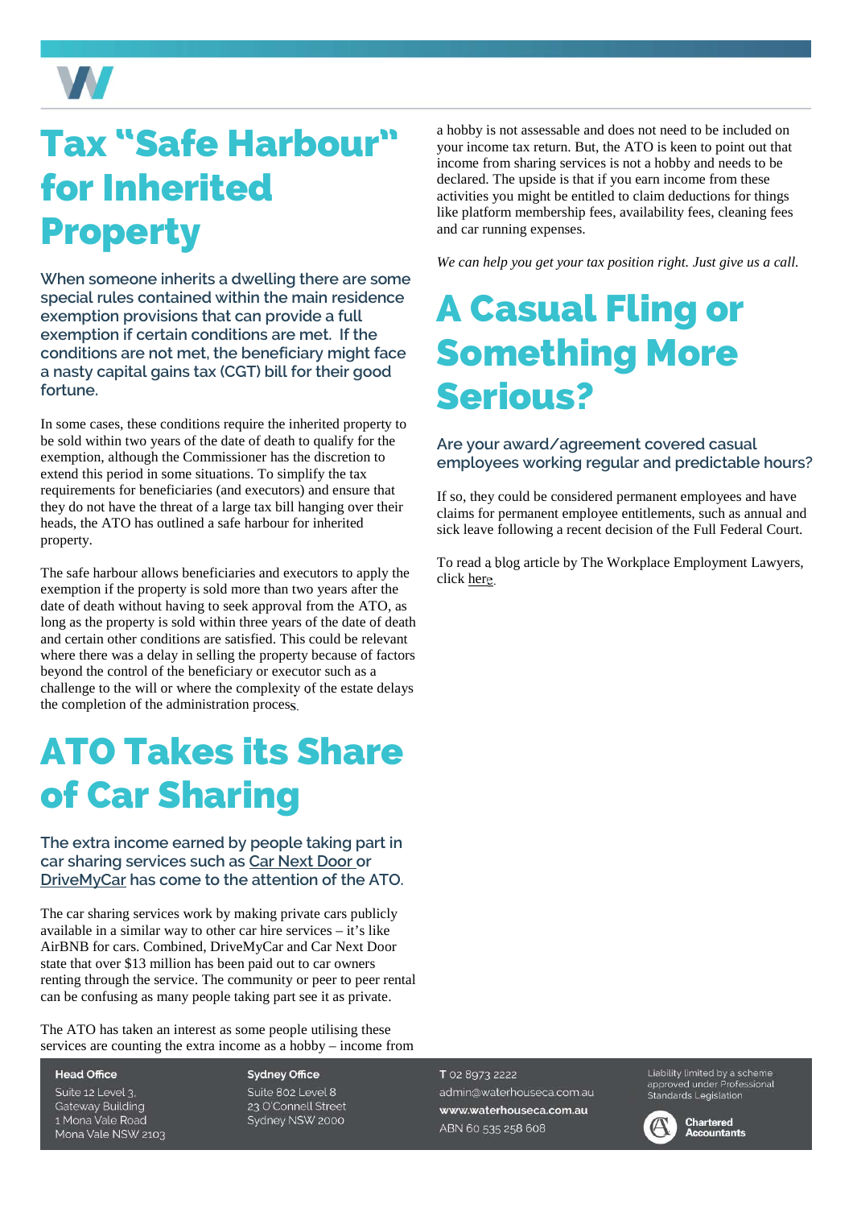# Tax "Safe Harbour" for Inherited Property

**When someone inherits a dwelling there are some special rules contained within the main residence exemption provisions that can provide a full exemption if certain conditions are met. If the conditions are not met, the beneficiary might face a nasty capital gains tax (CGT) bill for their good fortune.**

In some cases, these conditions require the inherited property to be sold within two years of the date of death to qualify for the exemption, although the Commissioner has the discretion to extend this period in some situations. To simplify the tax requirements for beneficiaries (and executors) and ensure that they do not have the threat of a large tax bill hanging over their heads, the ATO has outlined a safe harbour for inherited property.

The safe harbour allows beneficiaries and executors to apply the exemption if the property is sold more than two years after the date of death without having to seek approval from the ATO, as long as the property is sold within three years of the date of death and certain other conditions are satisfied. This could be relevant where there was a delay in selling the property because of factors beyond the control of the beneficiary or executor such as a challenge to the will or where the complexity of the estate delays the completion of the administration process.

# ATO Takes its Share of Car Sharing

**The extra income earned by people taking part in car sharing services such as Car Next Door or DriveMyCar has come to the attention of the ATO.**

The car sharing services work by making private cars publicly available in a similar way to other car hire services – it's like AirBNB for cars. Combined, DriveMyCar and Car Next Door state that over $13 million has been paid out to car owners renting through the service. The community or peer to peer rental can be confusing as many people taking part see it as private.

The ATO has taken an interest as some people utilising these services are counting the extra income as a hobby – income from a hobby is not assessable and does not need to be included on your income tax return. But, the ATO is keen to point out that income from sharing services is not a hobby and needs to be declared. The upside is that if you earn income from these activities you might be entitled to claim deductions for things like platform membership fees, availability fees, cleaning fees and car running expenses.

*We can help you get your tax position right. Just give us a call.*

# A Casual Fling or Something More Serious?

**Are your award/agreement covered casual employees working regular and predictable hours?**

If so, they could be considered permanent employees and have claims for permanent employee entitlements, such as annual and sick leave following a recent decision of the Full Federal Court.

To read a blog article by The Workplace Employment Lawyers, click here.